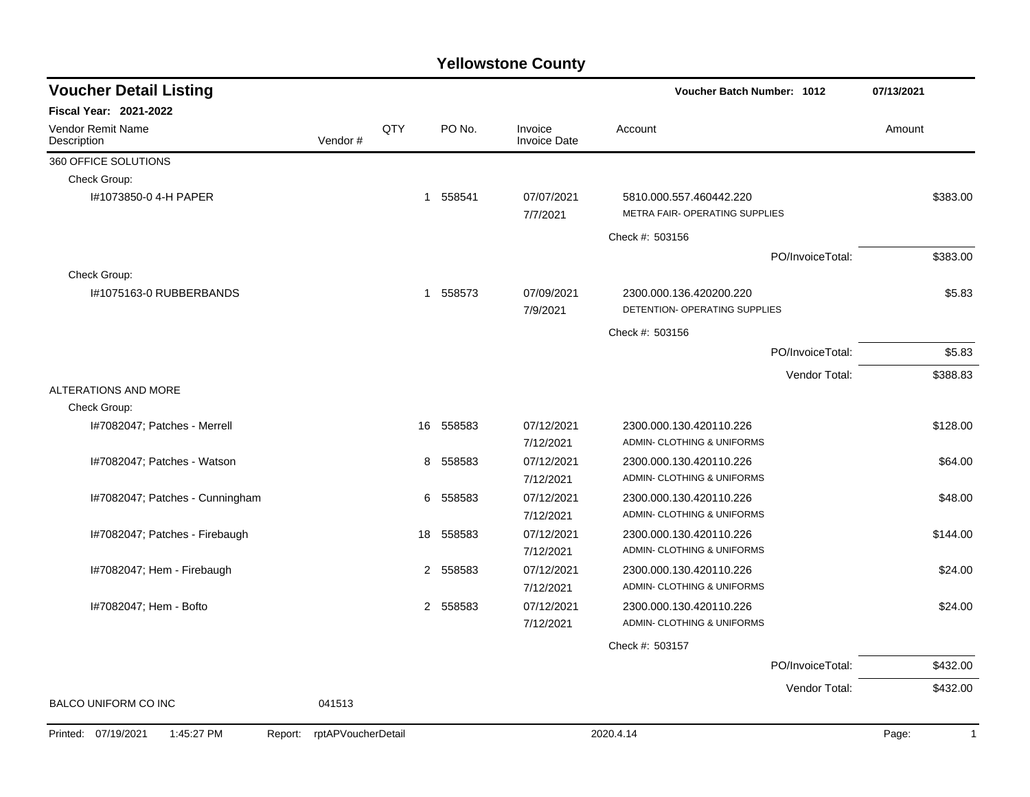# Yellowstone County

## Voucher Detail Listing

**Voucher Batch Number: 1012** 07/13/2021

**Fiscal Year: 2021-2022**

| Vendor Remit Name / Description | Vendor # | QTY | PO No. | Invoice / Invoice Date | Account | Amount |
|---|---|---|---|---|---|---|
| 360 OFFICE SOLUTIONS | | | | | | |
| Check Group: | | | | | | |
| I#1073850-0 4-H PAPER | | 1 | 558541 | 07/07/2021 / 7/7/2021 | 5810.000.557.460442.220 METRA FAIR- OPERATING SUPPLIES | $383.00 |
| | | | | | Check #: 503156 | |
| | | | | | PO/InvoiceTotal: | $383.00 |
| Check Group: | | | | | | |
| I#1075163-0 RUBBERBANDS | | 1 | 558573 | 07/09/2021 / 7/9/2021 | 2300.000.136.420200.220 DETENTION- OPERATING SUPPLIES | $5.83 |
| | | | | | Check #: 503156 | |
| | | | | | PO/InvoiceTotal: | $5.83 |
| | | | | | Vendor Total: | $388.83 |
| ALTERATIONS AND MORE | | | | | | |
| Check Group: | | | | | | |
| I#7082047; Patches - Merrell | | 16 | 558583 | 07/12/2021 / 7/12/2021 | 2300.000.130.420110.226 ADMIN- CLOTHING & UNIFORMS | $128.00 |
| I#7082047; Patches - Watson | | 8 | 558583 | 07/12/2021 / 7/12/2021 | 2300.000.130.420110.226 ADMIN- CLOTHING & UNIFORMS | $64.00 |
| I#7082047; Patches - Cunningham | | 6 | 558583 | 07/12/2021 / 7/12/2021 | 2300.000.130.420110.226 ADMIN- CLOTHING & UNIFORMS | $48.00 |
| I#7082047; Patches - Firebaugh | | 18 | 558583 | 07/12/2021 / 7/12/2021 | 2300.000.130.420110.226 ADMIN- CLOTHING & UNIFORMS | $144.00 |
| I#7082047; Hem - Firebaugh | | 2 | 558583 | 07/12/2021 / 7/12/2021 | 2300.000.130.420110.226 ADMIN- CLOTHING & UNIFORMS | $24.00 |
| I#7082047; Hem - Bofto | | 2 | 558583 | 07/12/2021 / 7/12/2021 | 2300.000.130.420110.226 ADMIN- CLOTHING & UNIFORMS | $24.00 |
| | | | | | Check #: 503157 | |
| | | | | | PO/InvoiceTotal: | $432.00 |
| | | | | | Vendor Total: | $432.00 |
| BALCO UNIFORM CO INC | 041513 | | | | | |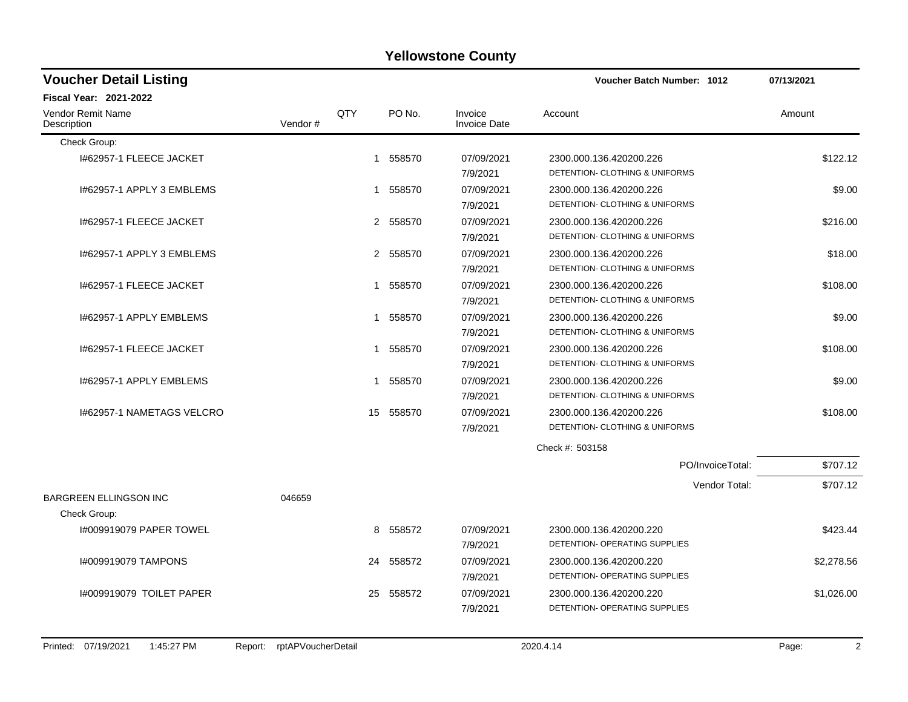# Yellowstone County

## Voucher Detail Listing

**Voucher Batch Number: 1012** — 07/13/2021

**Fiscal Year: 2021-2022**

| Vendor Remit Name / Description | Vendor # | QTY | PO No. | Invoice / Invoice Date | Account | Amount |
|---|---|---|---|---|---|---|
| Check Group: | | | | | | |
| I#62957-1 FLEECE JACKET | | 1 | 558570 | 07/09/2021<br>7/9/2021 | 2300.000.136.420200.226<br>DETENTION- CLOTHING & UNIFORMS | $122.12 |
| I#62957-1 APPLY 3 EMBLEMS | | 1 | 558570 | 07/09/2021<br>7/9/2021 | 2300.000.136.420200.226<br>DETENTION- CLOTHING & UNIFORMS | $9.00 |
| I#62957-1 FLEECE JACKET | | 2 | 558570 | 07/09/2021<br>7/9/2021 | 2300.000.136.420200.226<br>DETENTION- CLOTHING & UNIFORMS | $216.00 |
| I#62957-1 APPLY 3 EMBLEMS | | 2 | 558570 | 07/09/2021<br>7/9/2021 | 2300.000.136.420200.226<br>DETENTION- CLOTHING & UNIFORMS | $18.00 |
| I#62957-1 FLEECE JACKET | | 1 | 558570 | 07/09/2021<br>7/9/2021 | 2300.000.136.420200.226<br>DETENTION- CLOTHING & UNIFORMS | $108.00 |
| I#62957-1 APPLY EMBLEMS | | 1 | 558570 | 07/09/2021<br>7/9/2021 | 2300.000.136.420200.226<br>DETENTION- CLOTHING & UNIFORMS | $9.00 |
| I#62957-1 FLEECE JACKET | | 1 | 558570 | 07/09/2021<br>7/9/2021 | 2300.000.136.420200.226<br>DETENTION- CLOTHING & UNIFORMS | $108.00 |
| I#62957-1 APPLY EMBLEMS | | 1 | 558570 | 07/09/2021<br>7/9/2021 | 2300.000.136.420200.226<br>DETENTION- CLOTHING & UNIFORMS | $9.00 |
| I#62957-1 NAMETAGS VELCRO | | 15 | 558570 | 07/09/2021<br>7/9/2021 | 2300.000.136.420200.226<br>DETENTION- CLOTHING & UNIFORMS | $108.00 |
| | | | | | Check #: 503158 | |
| | | | | | PO/InvoiceTotal: | $707.12 |
| | | | | | Vendor Total: | $707.12 |
| BARGREEN ELLINGSON INC | 046659 | | | | | |
| Check Group: | | | | | | |
| I#009919079 PAPER TOWEL | | 8 | 558572 | 07/09/2021<br>7/9/2021 | 2300.000.136.420200.220<br>DETENTION- OPERATING SUPPLIES | $423.44 |
| I#009919079 TAMPONS | | 24 | 558572 | 07/09/2021<br>7/9/2021 | 2300.000.136.420200.220<br>DETENTION- OPERATING SUPPLIES | $2,278.56 |
| I#009919079 TOILET PAPER | | 25 | 558572 | 07/09/2021<br>7/9/2021 | 2300.000.136.420200.220<br>DETENTION- OPERATING SUPPLIES | $1,026.00 |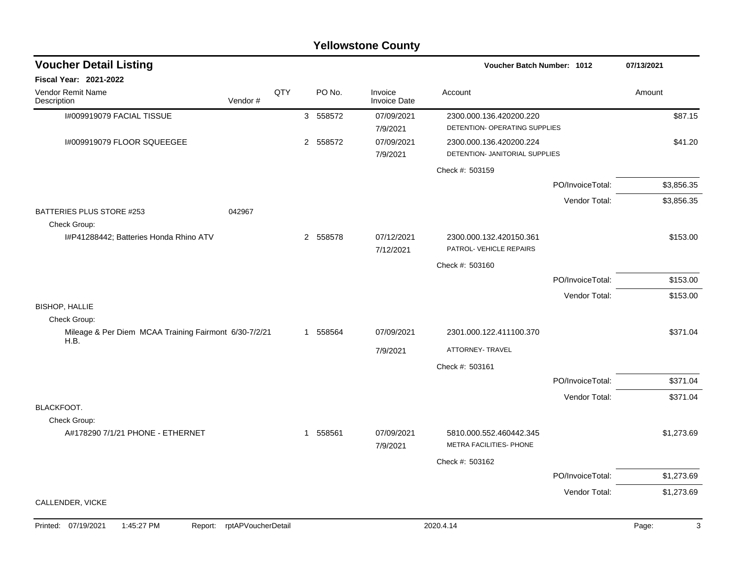# Yellowstone County

## Voucher Detail Listing

**Voucher Batch Number: 1012** 07/13/2021

**Fiscal Year: 2021-2022**

| Vendor Remit Name / Description | Vendor # | QTY | PO No. | Invoice / Invoice Date | Account | Amount |
|---|---|---|---|---|---|---|
| I#009919079 FACIAL TISSUE | | 3 | 558572 | 07/09/2021<br>7/9/2021 | 2300.000.136.420200.220<br>DETENTION- OPERATING SUPPLIES | $87.15 |
| I#009919079 FLOOR SQUEEGEE | | 2 | 558572 | 07/09/2021<br>7/9/2021 | 2300.000.136.420200.224<br>DETENTION- JANITORIAL SUPPLIES | $41.20 |
| | | | | | Check #: 503159 | |
| | | | | | PO/InvoiceTotal: | $3,856.35 |
| | | | | | Vendor Total: | $3,856.35 |
| BATTERIES PLUS STORE #253 | 042967 | | | | | |
| Check Group: | | | | | | |
| I#P41288442; Batteries Honda Rhino ATV | | 2 | 558578 | 07/12/2021<br>7/12/2021 | 2300.000.132.420150.361<br>PATROL- VEHICLE REPAIRS | $153.00 |
| | | | | | Check #: 503160 | |
| | | | | | PO/InvoiceTotal: | $153.00 |
| | | | | | Vendor Total: | $153.00 |
| BISHOP, HALLIE | | | | | | |
| Check Group: | | | | | | |
| Mileage & Per Diem MCAA Training Fairmont 6/30-7/2/21 H.B. | | 1 | 558564 | 07/09/2021<br>7/9/2021 | 2301.000.122.411100.370<br>ATTORNEY- TRAVEL | $371.04 |
| | | | | | Check #: 503161 | |
| | | | | | PO/InvoiceTotal: | $371.04 |
| | | | | | Vendor Total: | $371.04 |
| BLACKFOOT. | | | | | | |
| Check Group: | | | | | | |
| A#178290 7/1/21 PHONE - ETHERNET | | 1 | 558561 | 07/09/2021<br>7/9/2021 | 5810.000.552.460442.345<br>METRA FACILITIES- PHONE | $1,273.69 |
| | | | | | Check #: 503162 | |
| | | | | | PO/InvoiceTotal: | $1,273.69 |
| | | | | | Vendor Total: | $1,273.69 |
| CALLENDER, VICKE | | | | | | |

Printed: 07/19/2021 1:45:27 PM Report: rptAPVoucherDetail 2020.4.14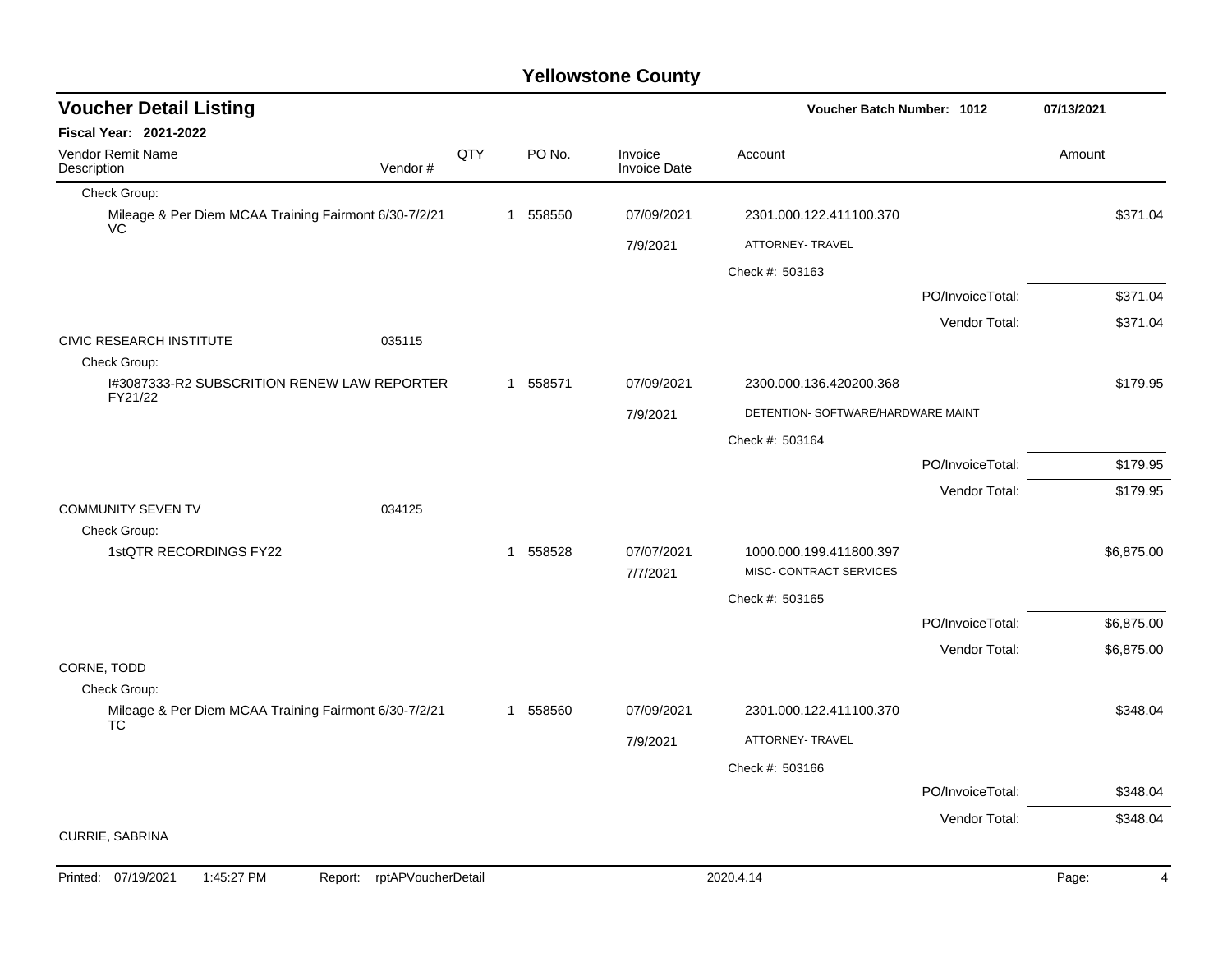# Yellowstone County

## Voucher Detail Listing

Voucher Batch Number: 1012 — 07/13/2021

**Fiscal Year: 2021-2022**

| Vendor Remit Name / Description | Vendor # | QTY | PO No. | Invoice / Invoice Date | Account | Amount |
|---|---|---|---|---|---|---|
| Check Group: | | | | | | |
| Mileage & Per Diem MCAA Training Fairmont 6/30-7/2/21 VC | | 1 | 558550 | 07/09/2021 | 2301.000.122.411100.370 | $371.04 |
| | | | | 7/9/2021 | ATTORNEY- TRAVEL | |
| | | | | | Check #: 503163 | |
| | | | | | PO/InvoiceTotal: | $371.04 |
| | | | | | Vendor Total: | $371.04 |
| CIVIC RESEARCH INSTITUTE | 035115 | | | | | |
| Check Group: | | | | | | |
| I#3087333-R2 SUBSCRITION RENEW LAW REPORTER FY21/22 | | 1 | 558571 | 07/09/2021 | 2300.000.136.420200.368 | $179.95 |
| | | | | 7/9/2021 | DETENTION- SOFTWARE/HARDWARE MAINT | |
| | | | | | Check #: 503164 | |
| | | | | | PO/InvoiceTotal: | $179.95 |
| | | | | | Vendor Total: | $179.95 |
| COMMUNITY SEVEN TV | 034125 | | | | | |
| Check Group: | | | | | | |
| 1stQTR RECORDINGS FY22 | | 1 | 558528 | 07/07/2021 | 1000.000.199.411800.397 | $6,875.00 |
| | | | | 7/7/2021 | MISC- CONTRACT SERVICES | |
| | | | | | Check #: 503165 | |
| | | | | | PO/InvoiceTotal: | $6,875.00 |
| | | | | | Vendor Total: | $6,875.00 |
| CORNE, TODD | | | | | | |
| Check Group: | | | | | | |
| Mileage & Per Diem MCAA Training Fairmont 6/30-7/2/21 TC | | 1 | 558560 | 07/09/2021 | 2301.000.122.411100.370 | $348.04 |
| | | | | 7/9/2021 | ATTORNEY- TRAVEL | |
| | | | | | Check #: 503166 | |
| | | | | | PO/InvoiceTotal: | $348.04 |
| | | | | | Vendor Total: | $348.04 |
| CURRIE, SABRINA | | | | | | |

Printed: 07/19/2021 1:45:27 PM Report: rptAPVoucherDetail 2020.4.14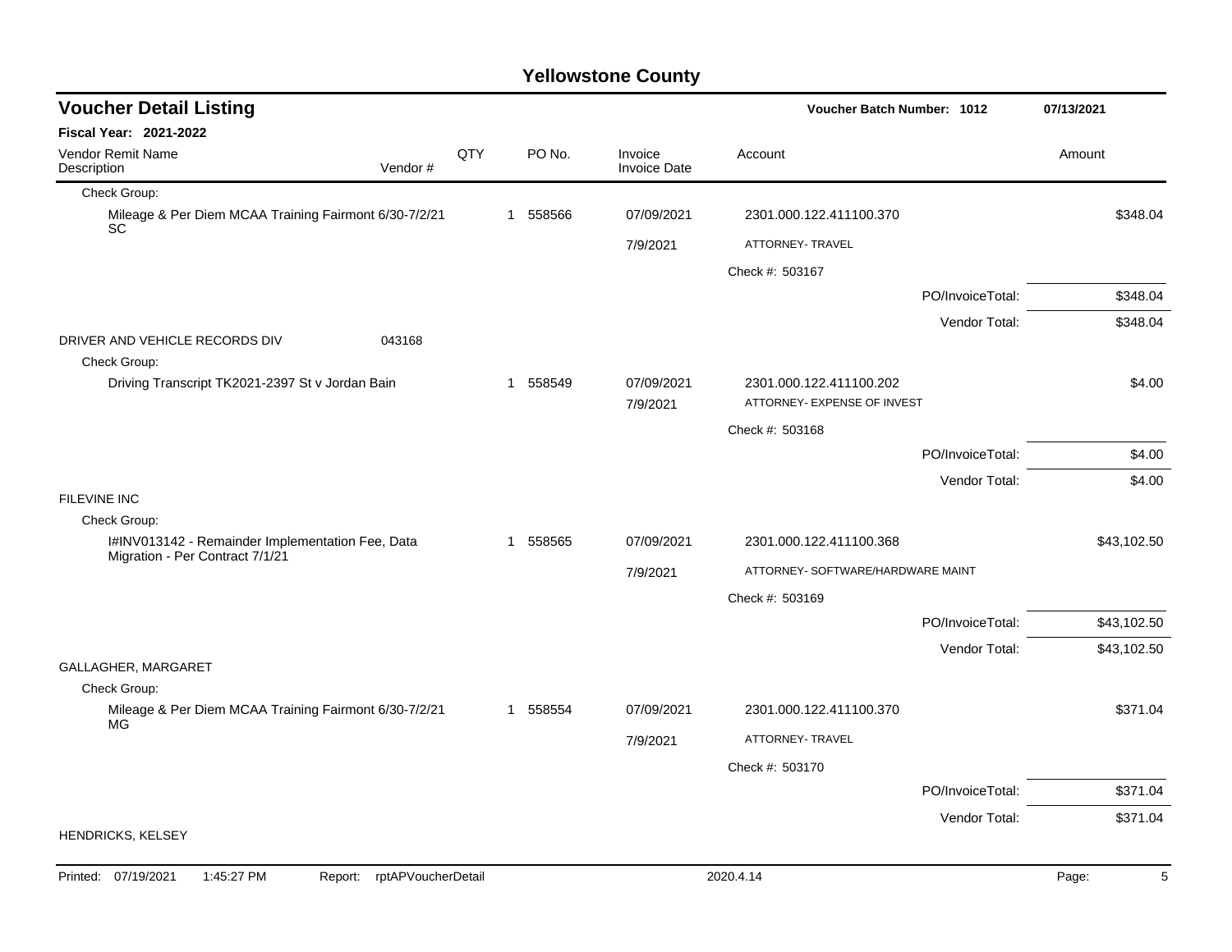# Yellowstone County

## Voucher Detail Listing

**Voucher Batch Number: 1012** — 07/13/2021

**Fiscal Year: 2021-2022**

| Vendor Remit Name / Description | Vendor # | QTY | PO No. | Invoice / Invoice Date | Account | Amount |
|---|---|---|---|---|---|---|
| Check Group: | | | | | | |
| Mileage & Per Diem MCAA Training Fairmont 6/30-7/2/21 SC | | 1 | 558566 | 07/09/2021 | 2301.000.122.411100.370 | $348.04 |
| | | | | 7/9/2021 | ATTORNEY- TRAVEL | |
| | | | | | Check #: 503167 | |
| | | | | | PO/InvoiceTotal: | $348.04 |
| | | | | | Vendor Total: | $348.04 |
| DRIVER AND VEHICLE RECORDS DIV | 043168 | | | | | |
| Check Group: | | | | | | |
| Driving Transcript TK2021-2397 St v Jordan Bain | | 1 | 558549 | 07/09/2021 | 2301.000.122.411100.202 | $4.00 |
| | | | | 7/9/2021 | ATTORNEY- EXPENSE OF INVEST | |
| | | | | | Check #: 503168 | |
| | | | | | PO/InvoiceTotal: | $4.00 |
| | | | | | Vendor Total: | $4.00 |
| FILEVINE INC | | | | | | |
| Check Group: | | | | | | |
| I#INV013142 - Remainder Implementation Fee, Data Migration - Per Contract 7/1/21 | | 1 | 558565 | 07/09/2021 | 2301.000.122.411100.368 | $43,102.50 |
| | | | | 7/9/2021 | ATTORNEY- SOFTWARE/HARDWARE MAINT | |
| | | | | | Check #: 503169 | |
| | | | | | PO/InvoiceTotal: | $43,102.50 |
| | | | | | Vendor Total: | $43,102.50 |
| GALLAGHER, MARGARET | | | | | | |
| Check Group: | | | | | | |
| Mileage & Per Diem MCAA Training Fairmont 6/30-7/2/21 MG | | 1 | 558554 | 07/09/2021 | 2301.000.122.411100.370 | $371.04 |
| | | | | 7/9/2021 | ATTORNEY- TRAVEL | |
| | | | | | Check #: 503170 | |
| | | | | | PO/InvoiceTotal: | $371.04 |
| | | | | | Vendor Total: | $371.04 |
| HENDRICKS, KELSEY | | | | | | |

Printed: 07/19/2021 1:45:27 PM Report: rptAPVoucherDetail 2020.4.14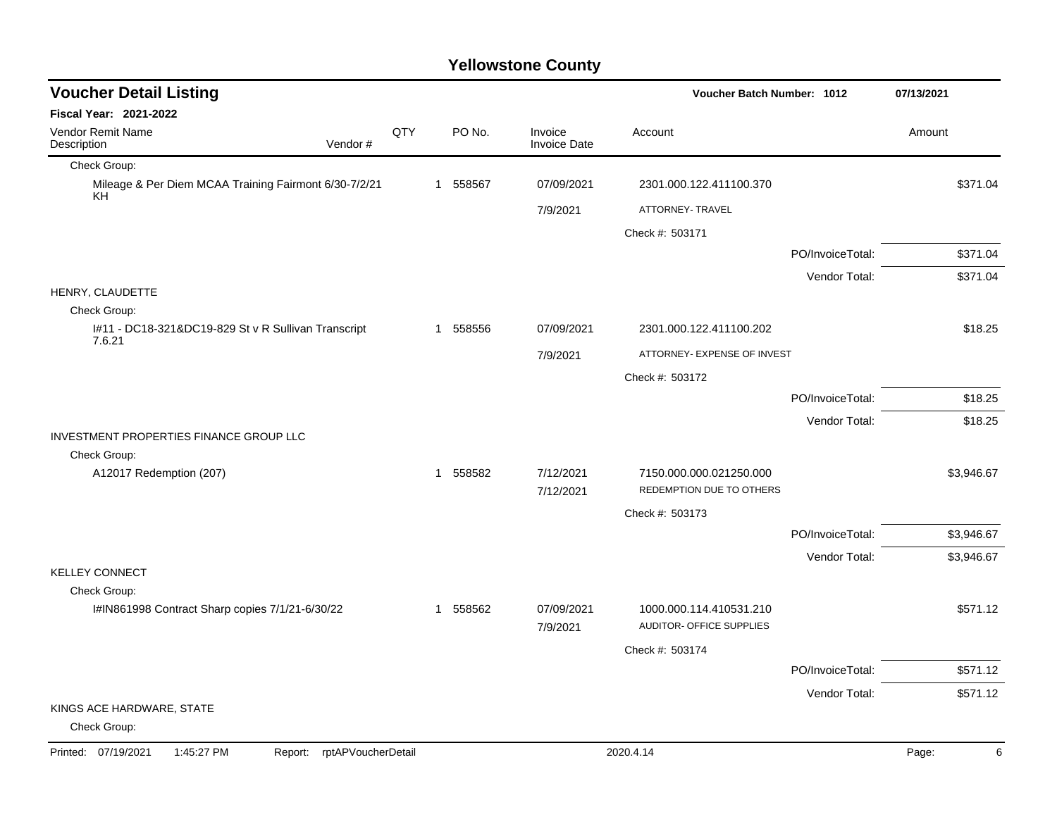# Yellowstone County

## Voucher Detail Listing

**Voucher Batch Number: 1012** — 07/13/2021

**Fiscal Year: 2021-2022**

| Vendor Remit Name / Description | Vendor # | QTY | PO No. | Invoice / Invoice Date | Account | | Amount |
|---|---|---|---|---|---|---|---|
| Check Group: | | | | | | | |
| Mileage & Per Diem MCAA Training Fairmont 6/30-7/2/21 KH | | 1 | 558567 | 07/09/2021 | 2301.000.122.411100.370 | | $371.04 |
| | | | | 7/9/2021 | ATTORNEY- TRAVEL | | |
| | | | | | Check #: 503171 | | |
| | | | | | | PO/InvoiceTotal: | $371.04 |
| | | | | | | Vendor Total: | $371.04 |
| HENRY, CLAUDETTE | | | | | | | |
| Check Group: | | | | | | | |
| I#11 - DC18-321&DC19-829 St v R Sullivan Transcript 7.6.21 | | 1 | 558556 | 07/09/2021 | 2301.000.122.411100.202 | | $18.25 |
| | | | | 7/9/2021 | ATTORNEY- EXPENSE OF INVEST | | |
| | | | | | Check #: 503172 | | |
| | | | | | | PO/InvoiceTotal: | $18.25 |
| | | | | | | Vendor Total: | $18.25 |
| INVESTMENT PROPERTIES FINANCE GROUP LLC | | | | | | | |
| Check Group: | | | | | | | |
| A12017 Redemption (207) | | 1 | 558582 | 7/12/2021 | 7150.000.000.021250.000 | | $3,946.67 |
| | | | | 7/12/2021 | REDEMPTION DUE TO OTHERS | | |
| | | | | | Check #: 503173 | | |
| | | | | | | PO/InvoiceTotal: | $3,946.67 |
| | | | | | | Vendor Total: | $3,946.67 |
| KELLEY CONNECT | | | | | | | |
| Check Group: | | | | | | | |
| I#IN861998 Contract Sharp copies 7/1/21-6/30/22 | | 1 | 558562 | 07/09/2021 | 1000.000.114.410531.210 | | $571.12 |
| | | | | 7/9/2021 | AUDITOR- OFFICE SUPPLIES | | |
| | | | | | Check #: 503174 | | |
| | | | | | | PO/InvoiceTotal: | $571.12 |
| | | | | | | Vendor Total: | $571.12 |
| KINGS ACE HARDWARE, STATE | | | | | | | |
| Check Group: | | | | | | | |

Printed: 07/19/2021 1:45:27 PM Report: rptAPVoucherDetail 2020.4.14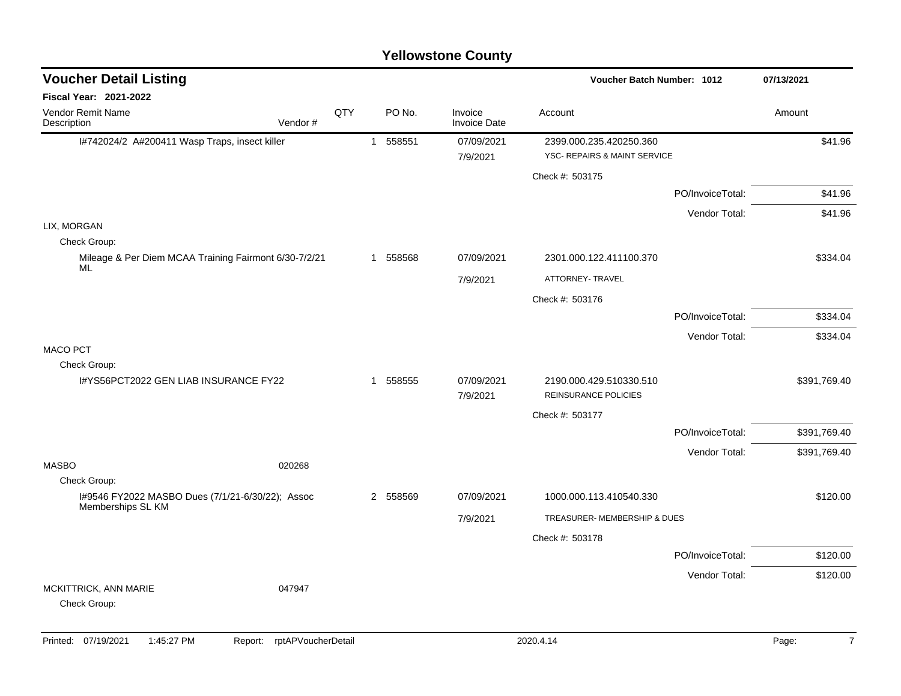# Yellowstone County

## Voucher Detail Listing

Voucher Batch Number: 1012 — 07/13/2021

**Fiscal Year: 2021-2022**

| Vendor Remit Name / Description | Vendor # | QTY | PO No. | Invoice / Invoice Date | Account | Amount |
|---|---|---|---|---|---|---|
| I#742024/2 A#200411 Wasp Traps, insect killer | | 1 | 558551 | 07/09/2021 / 7/9/2021 | 2399.000.235.420250.360 YSC- REPAIRS & MAINT SERVICE | $41.96 |
| | | | | | Check #: 503175 | |
| | | | | | PO/InvoiceTotal: | $41.96 |
| | | | | | Vendor Total: | $41.96 |
| LIX, MORGAN | | | | | | |
| Check Group: | | | | | | |
| Mileage & Per Diem MCAA Training Fairmont 6/30-7/2/21 ML | | 1 | 558568 | 07/09/2021 / 7/9/2021 | 2301.000.122.411100.370 ATTORNEY- TRAVEL | $334.04 |
| | | | | | Check #: 503176 | |
| | | | | | PO/InvoiceTotal: | $334.04 |
| | | | | | Vendor Total: | $334.04 |
| MACO PCT | | | | | | |
| Check Group: | | | | | | |
| I#YS56PCT2022 GEN LIAB INSURANCE FY22 | | 1 | 558555 | 07/09/2021 / 7/9/2021 | 2190.000.429.510330.510 REINSURANCE POLICIES | $391,769.40 |
| | | | | | Check #: 503177 | |
| | | | | | PO/InvoiceTotal: | $391,769.40 |
| | | | | | Vendor Total: | $391,769.40 |
| MASBO | 020268 | | | | | |
| Check Group: | | | | | | |
| I#9546 FY2022 MASBO Dues (7/1/21-6/30/22); Assoc Memberships SL KM | | 2 | 558569 | 07/09/2021 / 7/9/2021 | 1000.000.113.410540.330 TREASURER- MEMBERSHIP & DUES | $120.00 |
| | | | | | Check #: 503178 | |
| | | | | | PO/InvoiceTotal: | $120.00 |
| | | | | | Vendor Total: | $120.00 |
| MCKITTRICK, ANN MARIE | 047947 | | | | | |
| Check Group: | | | | | | |

Printed: 07/19/2021 1:45:27 PM Report: rptAPVoucherDetail 2020.4.14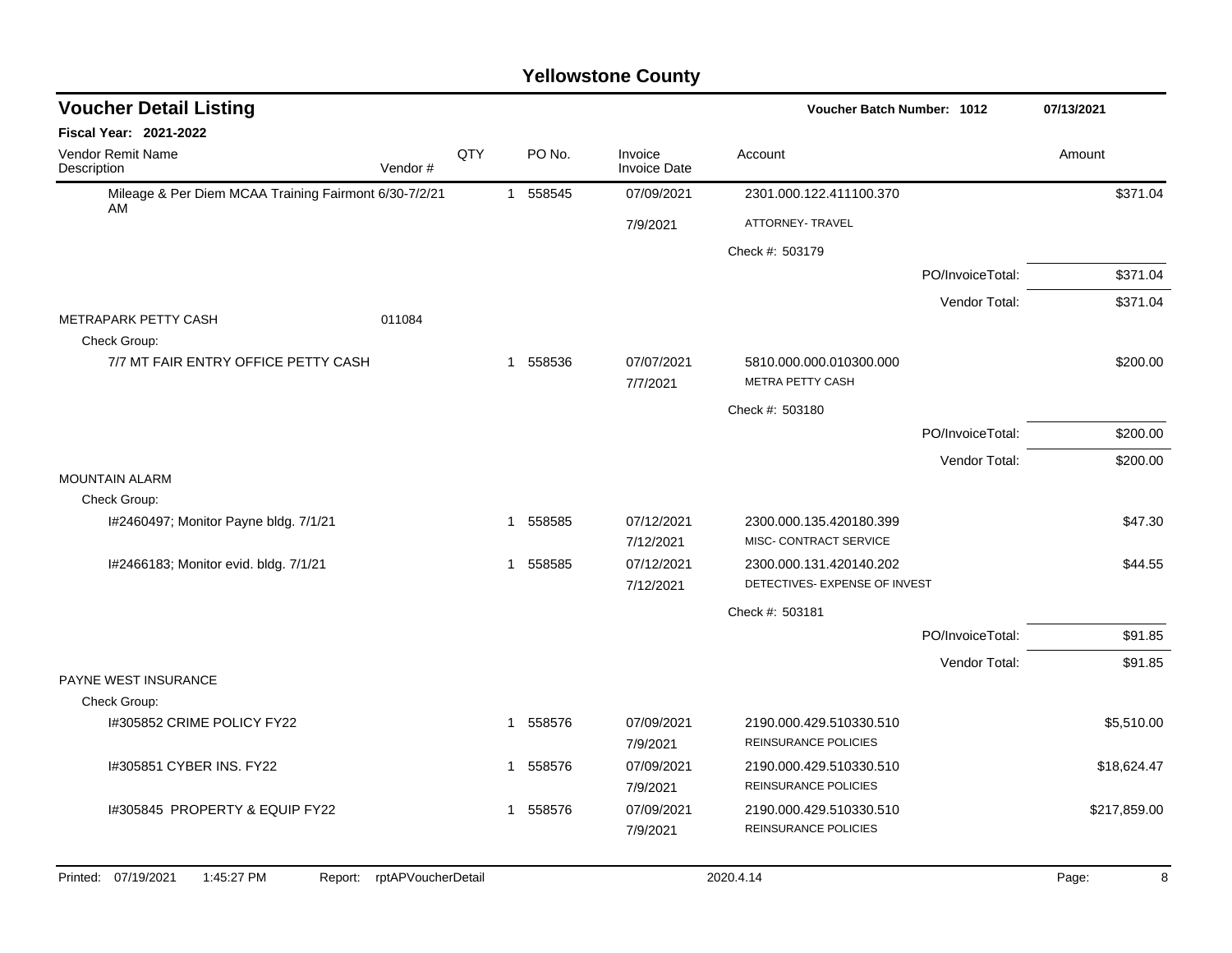# Yellowstone County

## Voucher Detail Listing

**Voucher Batch Number: 1012** — 07/13/2021

**Fiscal Year: 2021-2022**

| Vendor Remit Name / Description | Vendor # | QTY | PO No. | Invoice / Invoice Date | Account | | Amount |
|---|---|---|---|---|---|---|---|
| Mileage & Per Diem MCAA Training Fairmont 6/30-7/2/21 AM | | 1 | 558545 | 07/09/2021 | 2301.000.122.411100.370 | | $371.04 |
| | | | | 7/9/2021 | ATTORNEY- TRAVEL | | |
| | | | | | Check #: 503179 | | |
| | | | | | | PO/InvoiceTotal: | $371.04 |
| | | | | | | Vendor Total: | $371.04 |
| METRAPARK PETTY CASH | 011084 | | | | | | |
| Check Group: | | | | | | | |
| 7/7 MT FAIR ENTRY OFFICE PETTY CASH | | 1 | 558536 | 07/07/2021 | 5810.000.000.010300.000 | | $200.00 |
| | | | | 7/7/2021 | METRA PETTY CASH | | |
| | | | | | Check #: 503180 | | |
| | | | | | | PO/InvoiceTotal: | $200.00 |
| | | | | | | Vendor Total: | $200.00 |
| MOUNTAIN ALARM | | | | | | | |
| Check Group: | | | | | | | |
| I#2460497; Monitor Payne bldg. 7/1/21 | | 1 | 558585 | 07/12/2021 | 2300.000.135.420180.399 | | $47.30 |
| | | | | 7/12/2021 | MISC- CONTRACT SERVICE | | |
| I#2466183; Monitor evid. bldg. 7/1/21 | | 1 | 558585 | 07/12/2021 | 2300.000.131.420140.202 | | $44.55 |
| | | | | 7/12/2021 | DETECTIVES- EXPENSE OF INVEST | | |
| | | | | | Check #: 503181 | | |
| | | | | | | PO/InvoiceTotal: | $91.85 |
| | | | | | | Vendor Total: | $91.85 |
| PAYNE WEST INSURANCE | | | | | | | |
| Check Group: | | | | | | | |
| I#305852 CRIME POLICY FY22 | | 1 | 558576 | 07/09/2021 | 2190.000.429.510330.510 | | $5,510.00 |
| | | | | 7/9/2021 | REINSURANCE POLICIES | | |
| I#305851 CYBER INS. FY22 | | 1 | 558576 | 07/09/2021 | 2190.000.429.510330.510 | | $18,624.47 |
| | | | | 7/9/2021 | REINSURANCE POLICIES | | |
| I#305845 PROPERTY & EQUIP FY22 | | 1 | 558576 | 07/09/2021 | 2190.000.429.510330.510 | | $217,859.00 |
| | | | | 7/9/2021 | REINSURANCE POLICIES | | |

Printed: 07/19/2021 1:45:27 PM Report: rptAPVoucherDetail 2020.4.14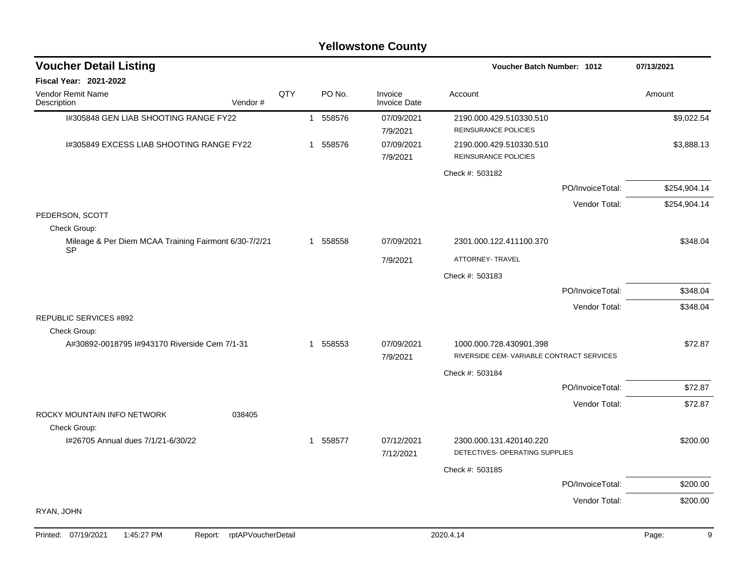# Yellowstone County

## Voucher Detail Listing

**Voucher Batch Number: 1012** 07/13/2021

**Fiscal Year: 2021-2022**

| Vendor Remit Name / Description | Vendor # | QTY | PO No. | Invoice / Invoice Date | Account | Amount |
|---|---|---|---|---|---|---|
| I#305848 GEN LIAB SHOOTING RANGE FY22 | | 1 | 558576 | 07/09/2021<br>7/9/2021 | 2190.000.429.510330.510<br>REINSURANCE POLICIES | $9,022.54 |
| I#305849 EXCESS LIAB SHOOTING RANGE FY22 | | 1 | 558576 | 07/09/2021<br>7/9/2021 | 2190.000.429.510330.510<br>REINSURANCE POLICIES | $3,888.13 |
| | | | | | Check #: 503182 | |
| | | | | | PO/InvoiceTotal: | $254,904.14 |
| | | | | | Vendor Total: | $254,904.14 |
| PEDERSON, SCOTT | | | | | | |
| Check Group: | | | | | | |
| Mileage & Per Diem MCAA Training Fairmont 6/30-7/2/21 SP | | 1 | 558558 | 07/09/2021<br>7/9/2021 | 2301.000.122.411100.370<br>ATTORNEY- TRAVEL | $348.04 |
| | | | | | Check #: 503183 | |
| | | | | | PO/InvoiceTotal: | $348.04 |
| | | | | | Vendor Total: | $348.04 |
| REPUBLIC SERVICES #892 | | | | | | |
| Check Group: | | | | | | |
| A#30892-0018795 I#943170 Riverside Cem 7/1-31 | | 1 | 558553 | 07/09/2021<br>7/9/2021 | 1000.000.728.430901.398<br>RIVERSIDE CEM- VARIABLE CONTRACT SERVICES | $72.87 |
| | | | | | Check #: 503184 | |
| | | | | | PO/InvoiceTotal: | $72.87 |
| | | | | | Vendor Total: | $72.87 |
| ROCKY MOUNTAIN INFO NETWORK | 038405 | | | | | |
| Check Group: | | | | | | |
| I#26705 Annual dues 7/1/21-6/30/22 | | 1 | 558577 | 07/12/2021<br>7/12/2021 | 2300.000.131.420140.220<br>DETECTIVES- OPERATING SUPPLIES | $200.00 |
| | | | | | Check #: 503185 | |
| | | | | | PO/InvoiceTotal: | $200.00 |
| | | | | | Vendor Total: | $200.00 |
| RYAN, JOHN | | | | | | |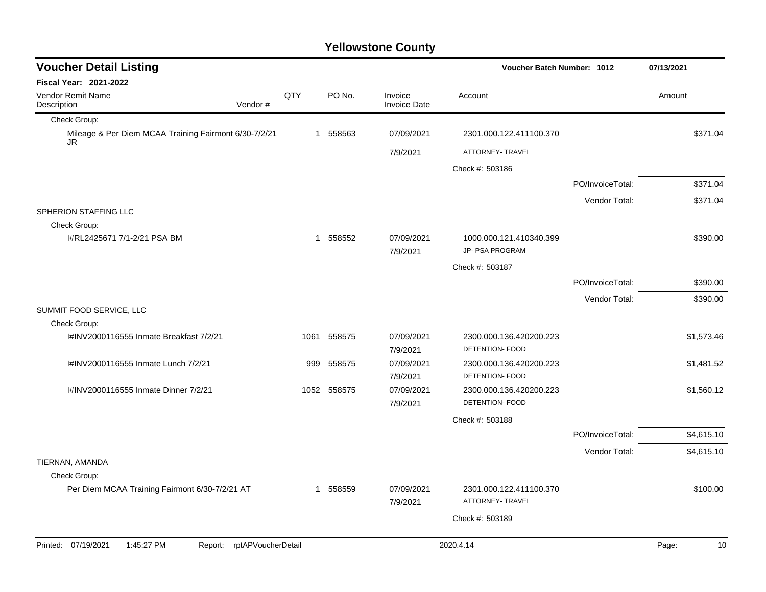# Yellowstone County

## Voucher Detail Listing

**Voucher Batch Number: 1012** | **07/13/2021**

**Fiscal Year: 2021-2022**

| Vendor Remit Name / Description | Vendor # | QTY | PO No. | Invoice / Invoice Date | Account | | Amount |
|---|---|---|---|---|---|---|---|
| Check Group: | | | | | | | |
| Mileage & Per Diem MCAA Training Fairmont 6/30-7/2/21 JR | | 1 | 558563 | 07/09/2021 | 2301.000.122.411100.370 | | $371.04 |
| | | | | 7/9/2021 | ATTORNEY- TRAVEL | | |
| | | | | | Check #: 503186 | | |
| | | | | | | PO/InvoiceTotal: | $371.04 |
| | | | | | | Vendor Total: | $371.04 |
| SPHERION STAFFING LLC | | | | | | | |
| Check Group: | | | | | | | |
| I#RL2425671 7/1-2/21 PSA BM | | 1 | 558552 | 07/09/2021 | 1000.000.121.410340.399 | | $390.00 |
| | | | | 7/9/2021 | JP- PSA PROGRAM | | |
| | | | | | Check #: 503187 | | |
| | | | | | | PO/InvoiceTotal: | $390.00 |
| | | | | | | Vendor Total: | $390.00 |
| SUMMIT FOOD SERVICE, LLC | | | | | | | |
| Check Group: | | | | | | | |
| I#INV2000116555 Inmate Breakfast 7/2/21 | | 1061 | 558575 | 07/09/2021 | 2300.000.136.420200.223 | | $1,573.46 |
| | | | | 7/9/2021 | DETENTION- FOOD | | |
| I#INV2000116555 Inmate Lunch 7/2/21 | | 999 | 558575 | 07/09/2021 | 2300.000.136.420200.223 | | $1,481.52 |
| | | | | 7/9/2021 | DETENTION- FOOD | | |
| I#INV2000116555 Inmate Dinner 7/2/21 | | 1052 | 558575 | 07/09/2021 | 2300.000.136.420200.223 | | $1,560.12 |
| | | | | 7/9/2021 | DETENTION- FOOD | | |
| | | | | | Check #: 503188 | | |
| | | | | | | PO/InvoiceTotal: | $4,615.10 |
| | | | | | | Vendor Total: | $4,615.10 |
| TIERNAN, AMANDA | | | | | | | |
| Check Group: | | | | | | | |
| Per Diem MCAA Training Fairmont 6/30-7/2/21 AT | | 1 | 558559 | 07/09/2021 | 2301.000.122.411100.370 | | $100.00 |
| | | | | 7/9/2021 | ATTORNEY- TRAVEL | | |
| | | | | | Check #: 503189 | | |

Printed: 07/19/2021 1:45:27 PM Report: rptAPVoucherDetail 2020.4.14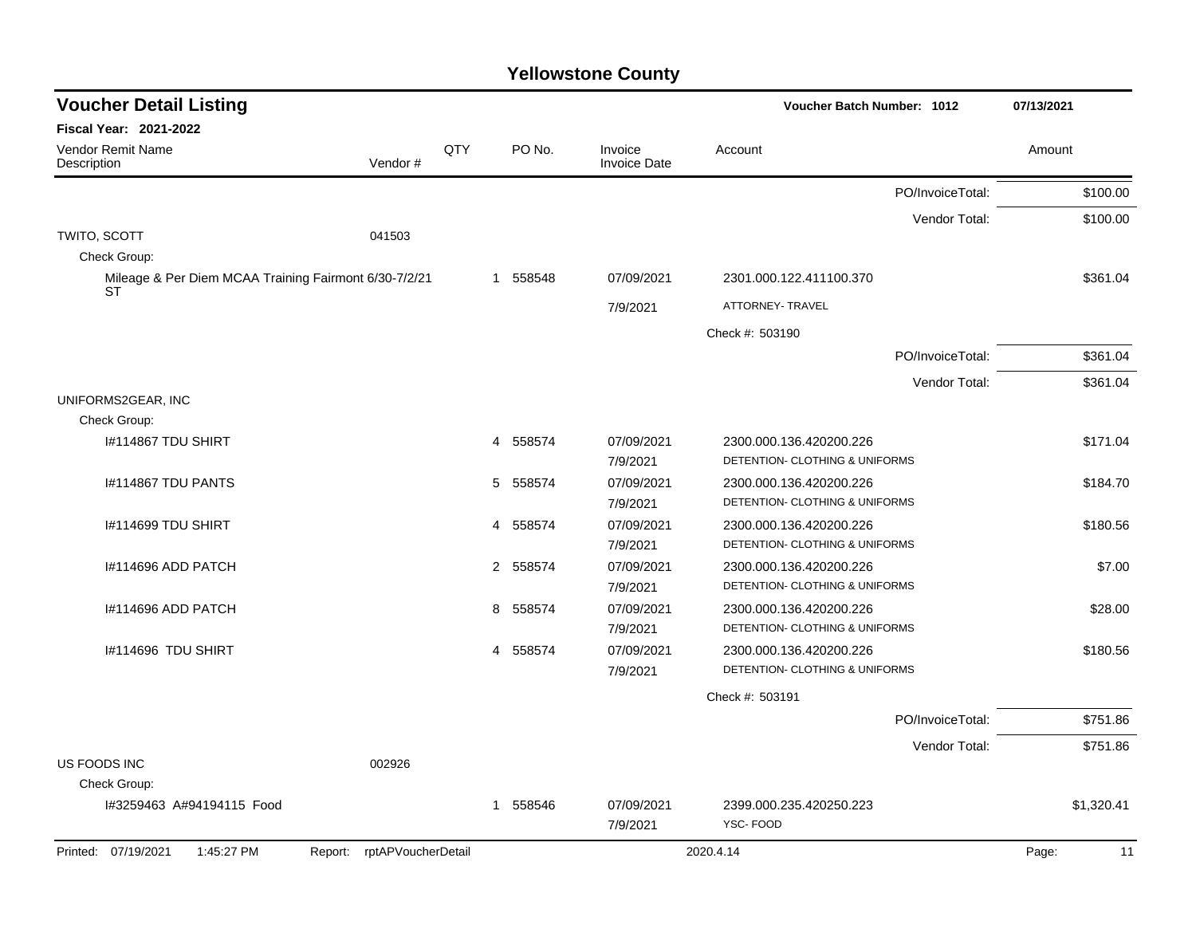# Yellowstone County

## Voucher Detail Listing

Voucher Batch Number: 1012 — 07/13/2021

**Fiscal Year: 2021-2022**

| Vendor Remit Name / Description | Vendor # | QTY | PO No. | Invoice / Invoice Date | Account | Amount |
|---|---|---|---|---|---|---|
| | | | | | PO/InvoiceTotal: | $100.00 |
| | | | | | Vendor Total: | $100.00 |
| TWITO, SCOTT | 041503 | | | | | |
| Check Group: | | | | | | |
| Mileage & Per Diem MCAA Training Fairmont 6/30-7/2/21 ST | | 1 | 558548 | 07/09/2021<br>7/9/2021 | 2301.000.122.411100.370<br>ATTORNEY- TRAVEL | $361.04 |
| | | | | | Check #: 503190 | |
| | | | | | PO/InvoiceTotal: | $361.04 |
| | | | | | Vendor Total: | $361.04 |
| UNIFORMS2GEAR, INC | | | | | | |
| Check Group: | | | | | | |
| I#114867 TDU SHIRT | | 4 | 558574 | 07/09/2021<br>7/9/2021 | 2300.000.136.420200.226<br>DETENTION- CLOTHING & UNIFORMS | $171.04 |
| I#114867 TDU PANTS | | 5 | 558574 | 07/09/2021<br>7/9/2021 | 2300.000.136.420200.226<br>DETENTION- CLOTHING & UNIFORMS | $184.70 |
| I#114699 TDU SHIRT | | 4 | 558574 | 07/09/2021<br>7/9/2021 | 2300.000.136.420200.226<br>DETENTION- CLOTHING & UNIFORMS | $180.56 |
| I#114696 ADD PATCH | | 2 | 558574 | 07/09/2021<br>7/9/2021 | 2300.000.136.420200.226<br>DETENTION- CLOTHING & UNIFORMS | $7.00 |
| I#114696 ADD PATCH | | 8 | 558574 | 07/09/2021<br>7/9/2021 | 2300.000.136.420200.226<br>DETENTION- CLOTHING & UNIFORMS | $28.00 |
| I#114696 TDU SHIRT | | 4 | 558574 | 07/09/2021<br>7/9/2021 | 2300.000.136.420200.226<br>DETENTION- CLOTHING & UNIFORMS | $180.56 |
| | | | | | Check #: 503191 | |
| | | | | | PO/InvoiceTotal: | $751.86 |
| | | | | | Vendor Total: | $751.86 |
| US FOODS INC | 002926 | | | | | |
| Check Group: | | | | | | |
| I#3259463 A#94194115 Food | | 1 | 558546 | 07/09/2021<br>7/9/2021 | 2399.000.235.420250.223<br>YSC- FOOD | $1,320.41 |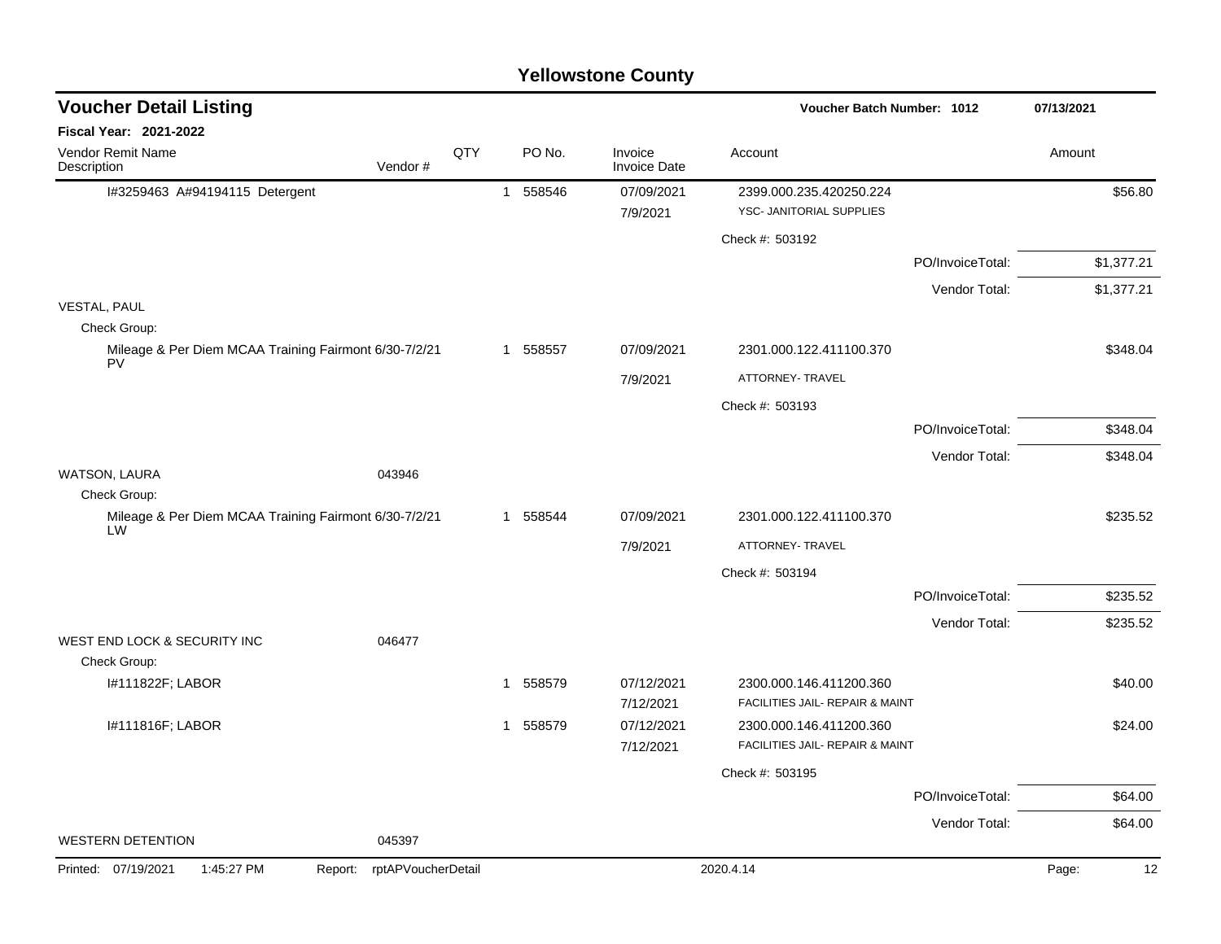# Yellowstone County

## Voucher Detail Listing

**Voucher Batch Number: 1012** — 07/13/2021

**Fiscal Year: 2021-2022**

| Vendor Remit Name / Description | Vendor # | QTY | PO No. | Invoice / Invoice Date | Account | | Amount |
|---|---|---|---|---|---|---|---|
| I#3259463 A#94194115 Detergent | | 1 | 558546 | 07/09/2021<br>7/9/2021 | 2399.000.235.420250.224<br>YSC- JANITORIAL SUPPLIES | | $56.80 |
| | | | | | Check #: 503192 | | |
| | | | | | | PO/InvoiceTotal: | $1,377.21 |
| | | | | | | Vendor Total: | $1,377.21 |
| VESTAL, PAUL | | | | | | | |
| Check Group: | | | | | | | |
| Mileage & Per Diem MCAA Training Fairmont 6/30-7/2/21 PV | | 1 | 558557 | 07/09/2021<br>7/9/2021 | 2301.000.122.411100.370<br>ATTORNEY- TRAVEL | | $348.04 |
| | | | | | Check #: 503193 | | |
| | | | | | | PO/InvoiceTotal: | $348.04 |
| | | | | | | Vendor Total: | $348.04 |
| WATSON, LAURA | 043946 | | | | | | |
| Check Group: | | | | | | | |
| Mileage & Per Diem MCAA Training Fairmont 6/30-7/2/21 LW | | 1 | 558544 | 07/09/2021<br>7/9/2021 | 2301.000.122.411100.370<br>ATTORNEY- TRAVEL | | $235.52 |
| | | | | | Check #: 503194 | | |
| | | | | | | PO/InvoiceTotal: | $235.52 |
| | | | | | | Vendor Total: | $235.52 |
| WEST END LOCK & SECURITY INC | 046477 | | | | | | |
| Check Group: | | | | | | | |
| I#111822F; LABOR | | 1 | 558579 | 07/12/2021<br>7/12/2021 | 2300.000.146.411200.360<br>FACILITIES JAIL- REPAIR & MAINT | | $40.00 |
| I#111816F; LABOR | | 1 | 558579 | 07/12/2021<br>7/12/2021 | 2300.000.146.411200.360<br>FACILITIES JAIL- REPAIR & MAINT | | $24.00 |
| | | | | | Check #: 503195 | | |
| | | | | | | PO/InvoiceTotal: | $64.00 |
| | | | | | | Vendor Total: | $64.00 |
| WESTERN DETENTION | 045397 | | | | | | |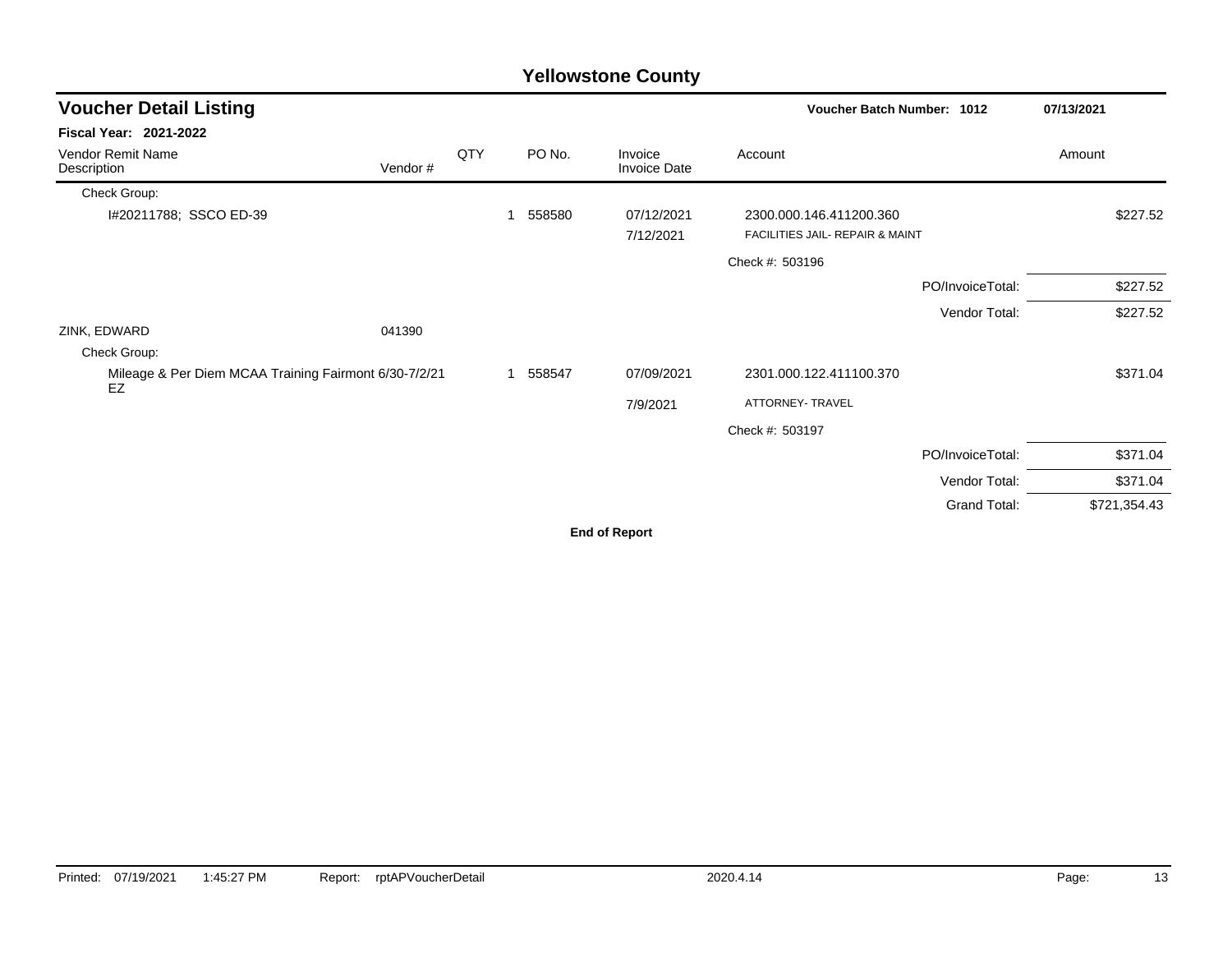## Yellowstone County

## Voucher Detail Listing

**Voucher Batch Number: 1012** **07/13/2021**

**Fiscal Year: 2021-2022**

| Vendor Remit Name / Description | Vendor # | QTY | PO No. | Invoice / Invoice Date | Account | Amount |
|---|---|---|---|---|---|---|
| Check Group: | | | | | | |
| I#20211788; SSCO ED-39 | | 1 | 558580 | 07/12/2021 / 7/12/2021 | 2300.000.146.411200.360 / FACILITIES JAIL- REPAIR & MAINT | $227.52 |
| | | | | | Check #: 503196 | |
| | | | | | PO/InvoiceTotal: | $227.52 |
| | | | | | Vendor Total: | $227.52 |
| ZINK, EDWARD | 041390 | | | | | |
| Check Group: | | | | | | |
| Mileage & Per Diem MCAA Training Fairmont 6/30-7/2/21 EZ | | 1 | 558547 | 07/09/2021 / 7/9/2021 | 2301.000.122.411100.370 / ATTORNEY- TRAVEL | $371.04 |
| | | | | | Check #: 503197 | |
| | | | | | PO/InvoiceTotal: | $371.04 |
| | | | | | Vendor Total: | $371.04 |
| | | | | | Grand Total: | $721,354.43 |

**End of Report**